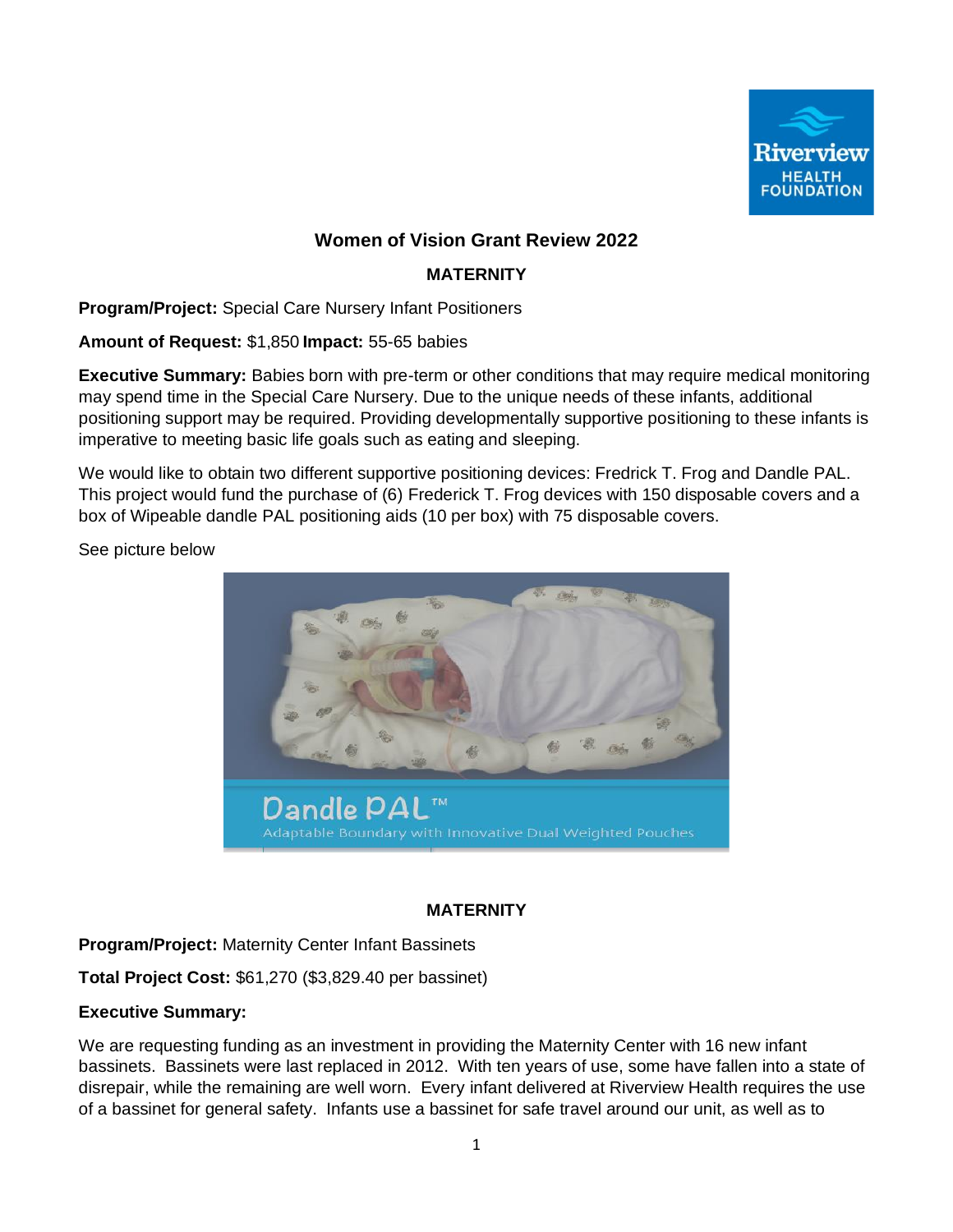# Women of Vision Grant Review 2022

## MATERNITY

**Program/Project:** Special Care Nursery Infant Positioners

**Amount of Request:** $1,850 **Impact:** 55-65 babies

**Executive Summary:** Babies born with pre-term or other conditions that may require medical monitoring may spend time in the Special Care Nursery. Due to the unique needs of these infants, additional positioning support may be required. Providing developmentally supportive positioning to these infants is imperative to meeting basic life goals such as eating and sleeping.

We would like to obtain two different supportive positioning devices: Fredrick T. Frog and Dandle PAL. This project would fund the purchase of (6) Frederick T. Frog devices with 150 disposable covers and a box of Wipeable dandle PAL positioning aids (10 per box) with 75 disposable covers.

See picture below

## MATERNITY

**Program/Project:** Maternity Center Infant Bassinets

**Total Project Cost:** $61,270 ($3,829.40 per bassinet)

**Executive Summary:**

We are requesting funding as an investment in providing the Maternity Center with 16 new infant bassinets. Bassinets were last replaced in 2012. With ten years of use, some have fallen into a state of disrepair, while the remaining are well worn. Every infant delivered at Riverview Health requires the use of a bassinet for general safety. Infants use a bassinet for safe travel around our unit, as well as to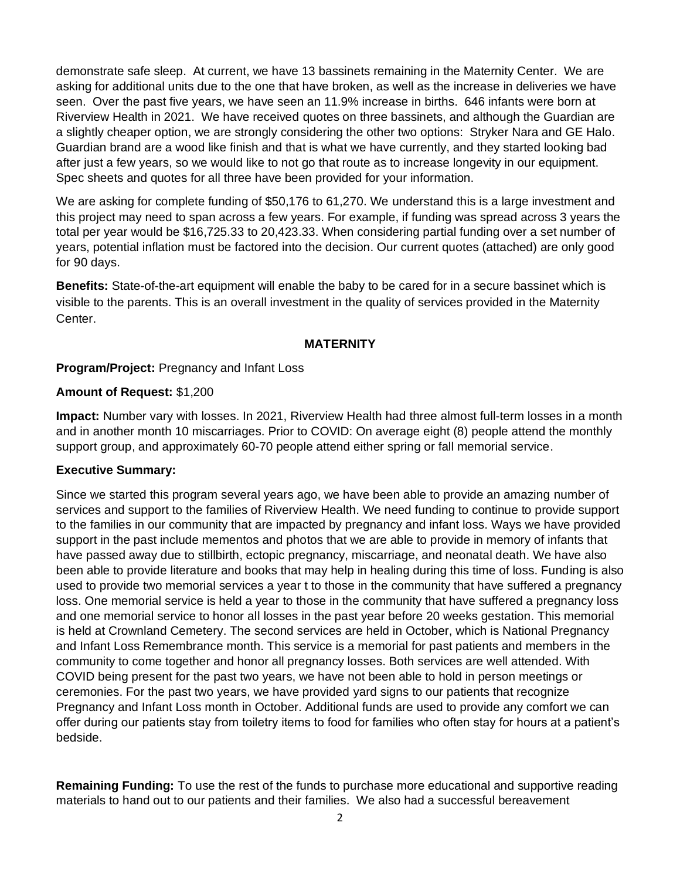demonstrate safe sleep. At current, we have 13 bassinets remaining in the Maternity Center. We are asking for additional units due to the one that have broken, as well as the increase in deliveries we have seen. Over the past five years, we have seen an 11.9% increase in births. 646 infants were born at Riverview Health in 2021. We have received quotes on three bassinets, and although the Guardian are a slightly cheaper option, we are strongly considering the other two options: Stryker Nara and GE Halo. Guardian brand are a wood like finish and that is what we have currently, and they started looking bad after just a few years, so we would like to not go that route as to increase longevity in our equipment. Spec sheets and quotes for all three have been provided for your information.

We are asking for complete funding of $50,176 to 61,270. We understand this is a large investment and this project may need to span across a few years. For example, if funding was spread across 3 years the total per year would be $16,725.33 to 20,423.33. When considering partial funding over a set number of years, potential inflation must be factored into the decision. Our current quotes (attached) are only good for 90 days.

**Benefits:** State-of-the-art equipment will enable the baby to be cared for in a secure bassinet which is visible to the parents. This is an overall investment in the quality of services provided in the Maternity Center.

## MATERNITY

**Program/Project:** Pregnancy and Infant Loss

**Amount of Request:** $1,200

**Impact:** Number vary with losses. In 2021, Riverview Health had three almost full-term losses in a month and in another month 10 miscarriages. Prior to COVID: On average eight (8) people attend the monthly support group, and approximately 60-70 people attend either spring or fall memorial service.

**Executive Summary:**

Since we started this program several years ago, we have been able to provide an amazing number of services and support to the families of Riverview Health. We need funding to continue to provide support to the families in our community that are impacted by pregnancy and infant loss. Ways we have provided support in the past include mementos and photos that we are able to provide in memory of infants that have passed away due to stillbirth, ectopic pregnancy, miscarriage, and neonatal death. We have also been able to provide literature and books that may help in healing during this time of loss. Funding is also used to provide two memorial services a year t to those in the community that have suffered a pregnancy loss. One memorial service is held a year to those in the community that have suffered a pregnancy loss and one memorial service to honor all losses in the past year before 20 weeks gestation. This memorial is held at Crownland Cemetery. The second services are held in October, which is National Pregnancy and Infant Loss Remembrance month. This service is a memorial for past patients and members in the community to come together and honor all pregnancy losses. Both services are well attended. With COVID being present for the past two years, we have not been able to hold in person meetings or ceremonies. For the past two years, we have provided yard signs to our patients that recognize Pregnancy and Infant Loss month in October. Additional funds are used to provide any comfort we can offer during our patients stay from toiletry items to food for families who often stay for hours at a patient's bedside.

**Remaining Funding:** To use the rest of the funds to purchase more educational and supportive reading materials to hand out to our patients and their families. We also had a successful bereavement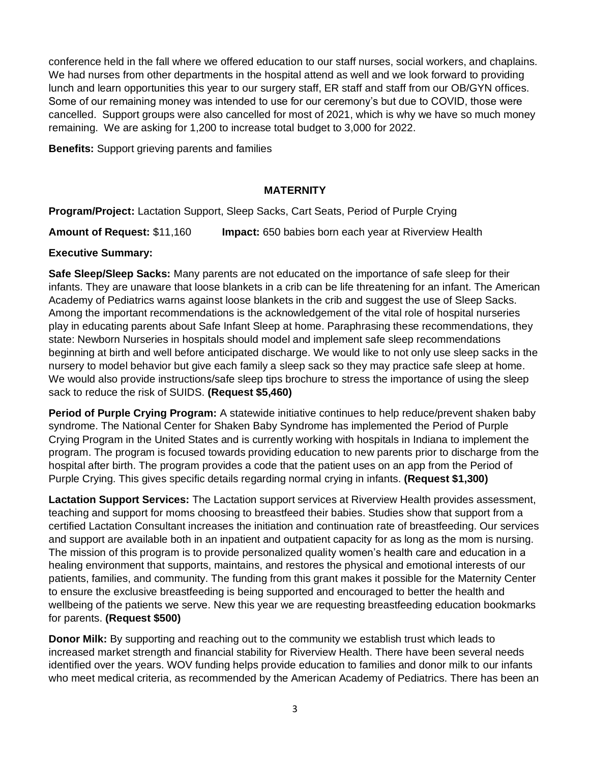conference held in the fall where we offered education to our staff nurses, social workers, and chaplains. We had nurses from other departments in the hospital attend as well and we look forward to providing lunch and learn opportunities this year to our surgery staff, ER staff and staff from our OB/GYN offices. Some of our remaining money was intended to use for our ceremony's but due to COVID, those were cancelled. Support groups were also cancelled for most of 2021, which is why we have so much money remaining. We are asking for 1,200 to increase total budget to 3,000 for 2022.

**Benefits:** Support grieving parents and families

## MATERNITY

**Program/Project:** Lactation Support, Sleep Sacks, Cart Seats, Period of Purple Crying

**Amount of Request:** $11,160 **Impact:** 650 babies born each year at Riverview Health

**Executive Summary:**

**Safe Sleep/Sleep Sacks:** Many parents are not educated on the importance of safe sleep for their infants. They are unaware that loose blankets in a crib can be life threatening for an infant. The American Academy of Pediatrics warns against loose blankets in the crib and suggest the use of Sleep Sacks. Among the important recommendations is the acknowledgement of the vital role of hospital nurseries play in educating parents about Safe Infant Sleep at home. Paraphrasing these recommendations, they state: Newborn Nurseries in hospitals should model and implement safe sleep recommendations beginning at birth and well before anticipated discharge. We would like to not only use sleep sacks in the nursery to model behavior but give each family a sleep sack so they may practice safe sleep at home. We would also provide instructions/safe sleep tips brochure to stress the importance of using the sleep sack to reduce the risk of SUIDS. **(Request $5,460)**

**Period of Purple Crying Program:** A statewide initiative continues to help reduce/prevent shaken baby syndrome. The National Center for Shaken Baby Syndrome has implemented the Period of Purple Crying Program in the United States and is currently working with hospitals in Indiana to implement the program. The program is focused towards providing education to new parents prior to discharge from the hospital after birth. The program provides a code that the patient uses on an app from the Period of Purple Crying. This gives specific details regarding normal crying in infants. **(Request $1,300)**

**Lactation Support Services:** The Lactation support services at Riverview Health provides assessment, teaching and support for moms choosing to breastfeed their babies. Studies show that support from a certified Lactation Consultant increases the initiation and continuation rate of breastfeeding. Our services and support are available both in an inpatient and outpatient capacity for as long as the mom is nursing. The mission of this program is to provide personalized quality women's health care and education in a healing environment that supports, maintains, and restores the physical and emotional interests of our patients, families, and community. The funding from this grant makes it possible for the Maternity Center to ensure the exclusive breastfeeding is being supported and encouraged to better the health and wellbeing of the patients we serve. New this year we are requesting breastfeeding education bookmarks for parents. **(Request $500)**

**Donor Milk:** By supporting and reaching out to the community we establish trust which leads to increased market strength and financial stability for Riverview Health. There have been several needs identified over the years. WOV funding helps provide education to families and donor milk to our infants who meet medical criteria, as recommended by the American Academy of Pediatrics. There has been an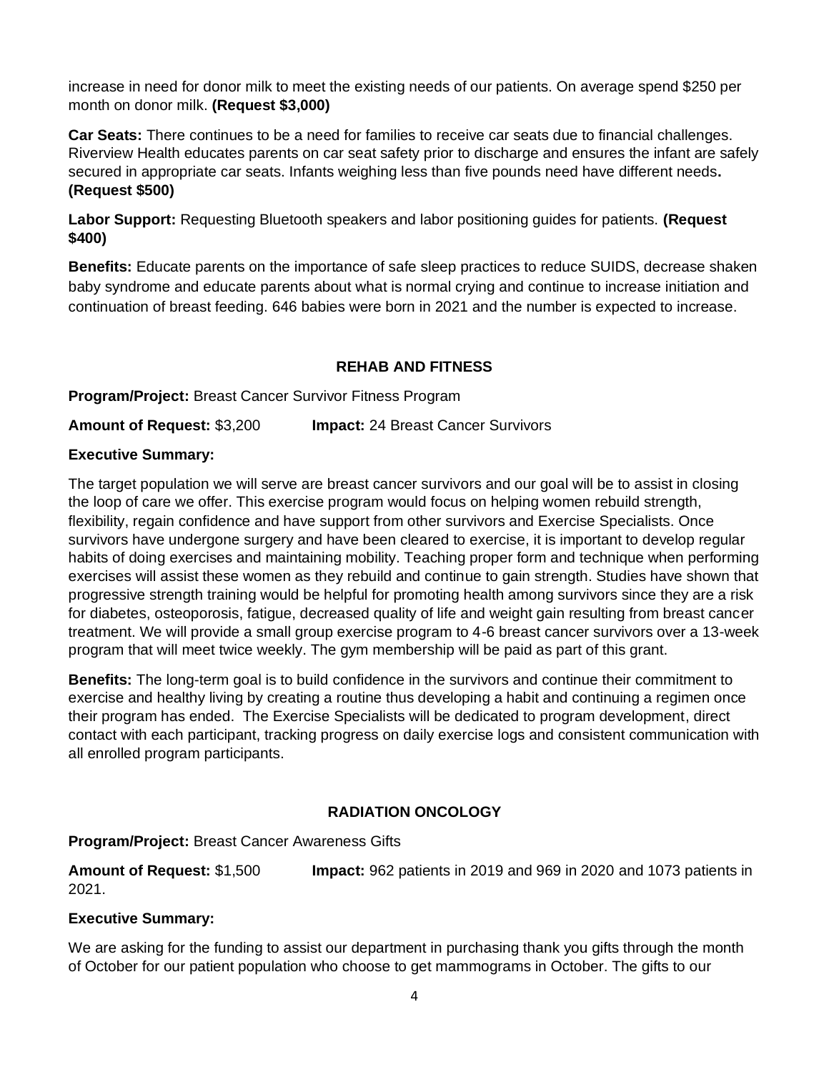increase in need for donor milk to meet the existing needs of our patients. On average spend $250 per month on donor milk. **(Request $3,000)**

**Car Seats:** There continues to be a need for families to receive car seats due to financial challenges. Riverview Health educates parents on car seat safety prior to discharge and ensures the infant are safely secured in appropriate car seats. Infants weighing less than five pounds need have different needs**. (Request $500)**

**Labor Support:** Requesting Bluetooth speakers and labor positioning guides for patients. **(Request $400)**

**Benefits:** Educate parents on the importance of safe sleep practices to reduce SUIDS, decrease shaken baby syndrome and educate parents about what is normal crying and continue to increase initiation and continuation of breast feeding. 646 babies were born in 2021 and the number is expected to increase.

## REHAB AND FITNESS

**Program/Project:** Breast Cancer Survivor Fitness Program

**Amount of Request:** $3,200 **Impact:** 24 Breast Cancer Survivors

**Executive Summary:**

The target population we will serve are breast cancer survivors and our goal will be to assist in closing the loop of care we offer. This exercise program would focus on helping women rebuild strength, flexibility, regain confidence and have support from other survivors and Exercise Specialists. Once survivors have undergone surgery and have been cleared to exercise, it is important to develop regular habits of doing exercises and maintaining mobility. Teaching proper form and technique when performing exercises will assist these women as they rebuild and continue to gain strength. Studies have shown that progressive strength training would be helpful for promoting health among survivors since they are a risk for diabetes, osteoporosis, fatigue, decreased quality of life and weight gain resulting from breast cancer treatment. We will provide a small group exercise program to 4-6 breast cancer survivors over a 13-week program that will meet twice weekly. The gym membership will be paid as part of this grant.

**Benefits:** The long-term goal is to build confidence in the survivors and continue their commitment to exercise and healthy living by creating a routine thus developing a habit and continuing a regimen once their program has ended. The Exercise Specialists will be dedicated to program development, direct contact with each participant, tracking progress on daily exercise logs and consistent communication with all enrolled program participants.

## RADIATION ONCOLOGY

**Program/Project:** Breast Cancer Awareness Gifts

**Amount of Request:** $1,500 **Impact:** 962 patients in 2019 and 969 in 2020 and 1073 patients in 2021.

**Executive Summary:**

We are asking for the funding to assist our department in purchasing thank you gifts through the month of October for our patient population who choose to get mammograms in October. The gifts to our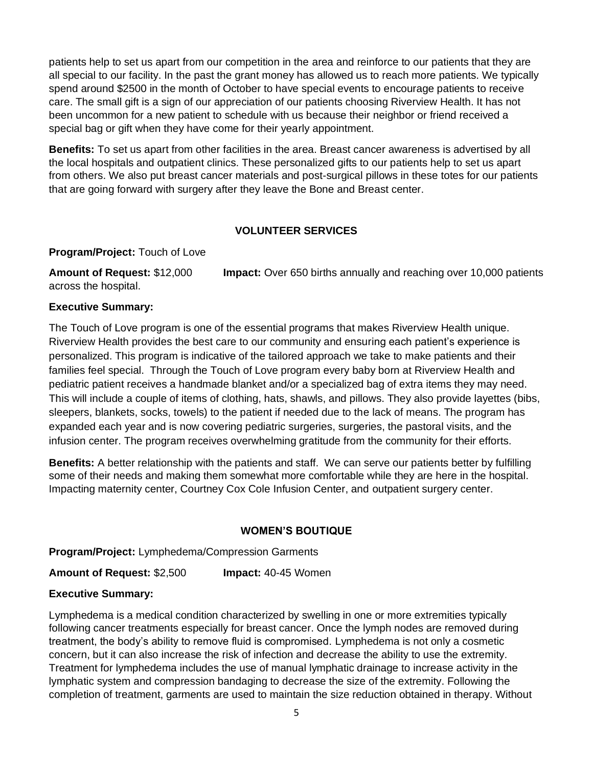patients help to set us apart from our competition in the area and reinforce to our patients that they are all special to our facility. In the past the grant money has allowed us to reach more patients. We typically spend around $2500 in the month of October to have special events to encourage patients to receive care. The small gift is a sign of our appreciation of our patients choosing Riverview Health. It has not been uncommon for a new patient to schedule with us because their neighbor or friend received a special bag or gift when they have come for their yearly appointment.

**Benefits:** To set us apart from other facilities in the area. Breast cancer awareness is advertised by all the local hospitals and outpatient clinics. These personalized gifts to our patients help to set us apart from others. We also put breast cancer materials and post-surgical pillows in these totes for our patients that are going forward with surgery after they leave the Bone and Breast center.

## VOLUNTEER SERVICES

**Program/Project:** Touch of Love

**Amount of Request:** $12,000 **Impact:** Over 650 births annually and reaching over 10,000 patients across the hospital.

**Executive Summary:**

The Touch of Love program is one of the essential programs that makes Riverview Health unique. Riverview Health provides the best care to our community and ensuring each patient's experience is personalized. This program is indicative of the tailored approach we take to make patients and their families feel special. Through the Touch of Love program every baby born at Riverview Health and pediatric patient receives a handmade blanket and/or a specialized bag of extra items they may need. This will include a couple of items of clothing, hats, shawls, and pillows. They also provide layettes (bibs, sleepers, blankets, socks, towels) to the patient if needed due to the lack of means. The program has expanded each year and is now covering pediatric surgeries, surgeries, the pastoral visits, and the infusion center. The program receives overwhelming gratitude from the community for their efforts.

**Benefits:** A better relationship with the patients and staff. We can serve our patients better by fulfilling some of their needs and making them somewhat more comfortable while they are here in the hospital. Impacting maternity center, Courtney Cox Cole Infusion Center, and outpatient surgery center.

## WOMEN'S BOUTIQUE

**Program/Project:** Lymphedema/Compression Garments

**Amount of Request:** $2,500 **Impact:** 40-45 Women

**Executive Summary:**

Lymphedema is a medical condition characterized by swelling in one or more extremities typically following cancer treatments especially for breast cancer. Once the lymph nodes are removed during treatment, the body's ability to remove fluid is compromised. Lymphedema is not only a cosmetic concern, but it can also increase the risk of infection and decrease the ability to use the extremity. Treatment for lymphedema includes the use of manual lymphatic drainage to increase activity in the lymphatic system and compression bandaging to decrease the size of the extremity. Following the completion of treatment, garments are used to maintain the size reduction obtained in therapy. Without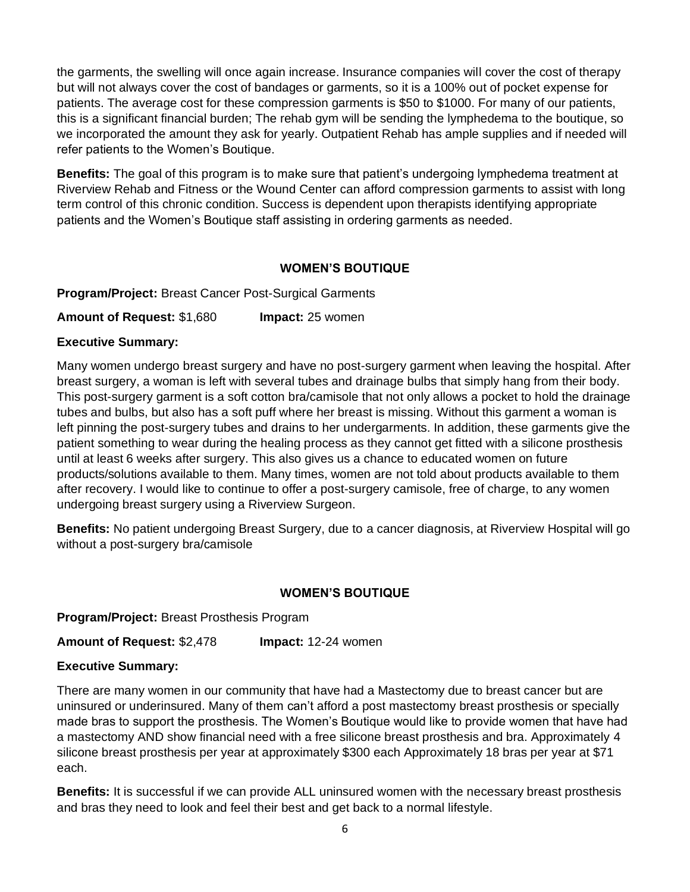the garments, the swelling will once again increase. Insurance companies will cover the cost of therapy but will not always cover the cost of bandages or garments, so it is a 100% out of pocket expense for patients. The average cost for these compression garments is $50 to $1000. For many of our patients, this is a significant financial burden; The rehab gym will be sending the lymphedema to the boutique, so we incorporated the amount they ask for yearly. Outpatient Rehab has ample supplies and if needed will refer patients to the Women's Boutique.

**Benefits:** The goal of this program is to make sure that patient's undergoing lymphedema treatment at Riverview Rehab and Fitness or the Wound Center can afford compression garments to assist with long term control of this chronic condition. Success is dependent upon therapists identifying appropriate patients and the Women's Boutique staff assisting in ordering garments as needed.

## WOMEN'S BOUTIQUE

**Program/Project:** Breast Cancer Post-Surgical Garments

**Amount of Request:** $1,680 **Impact:** 25 women

**Executive Summary:**

Many women undergo breast surgery and have no post-surgery garment when leaving the hospital. After breast surgery, a woman is left with several tubes and drainage bulbs that simply hang from their body. This post-surgery garment is a soft cotton bra/camisole that not only allows a pocket to hold the drainage tubes and bulbs, but also has a soft puff where her breast is missing. Without this garment a woman is left pinning the post-surgery tubes and drains to her undergarments. In addition, these garments give the patient something to wear during the healing process as they cannot get fitted with a silicone prosthesis until at least 6 weeks after surgery. This also gives us a chance to educated women on future products/solutions available to them. Many times, women are not told about products available to them after recovery. I would like to continue to offer a post-surgery camisole, free of charge, to any women undergoing breast surgery using a Riverview Surgeon.

**Benefits:** No patient undergoing Breast Surgery, due to a cancer diagnosis, at Riverview Hospital will go without a post-surgery bra/camisole

## WOMEN'S BOUTIQUE

**Program/Project:** Breast Prosthesis Program

**Amount of Request:** $2,478 **Impact:** 12-24 women

**Executive Summary:**

There are many women in our community that have had a Mastectomy due to breast cancer but are uninsured or underinsured. Many of them can't afford a post mastectomy breast prosthesis or specially made bras to support the prosthesis. The Women's Boutique would like to provide women that have had a mastectomy AND show financial need with a free silicone breast prosthesis and bra. Approximately 4 silicone breast prosthesis per year at approximately $300 each Approximately 18 bras per year at $71 each.

**Benefits:** It is successful if we can provide ALL uninsured women with the necessary breast prosthesis and bras they need to look and feel their best and get back to a normal lifestyle.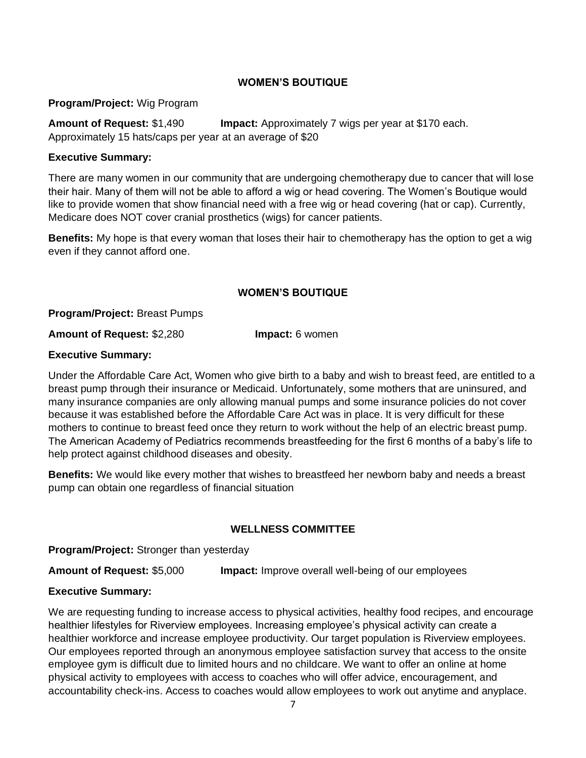## WOMEN'S BOUTIQUE

**Program/Project:** Wig Program

**Amount of Request:** $1,490 **Impact:** Approximately 7 wigs per year at $170 each. Approximately 15 hats/caps per year at an average of $20

**Executive Summary:**

There are many women in our community that are undergoing chemotherapy due to cancer that will lose their hair. Many of them will not be able to afford a wig or head covering. The Women's Boutique would like to provide women that show financial need with a free wig or head covering (hat or cap). Currently, Medicare does NOT cover cranial prosthetics (wigs) for cancer patients.

**Benefits:** My hope is that every woman that loses their hair to chemotherapy has the option to get a wig even if they cannot afford one.

## WOMEN'S BOUTIQUE

**Program/Project:** Breast Pumps

**Amount of Request:** $2,280 **Impact:** 6 women

**Executive Summary:**

Under the Affordable Care Act, Women who give birth to a baby and wish to breast feed, are entitled to a breast pump through their insurance or Medicaid. Unfortunately, some mothers that are uninsured, and many insurance companies are only allowing manual pumps and some insurance policies do not cover because it was established before the Affordable Care Act was in place. It is very difficult for these mothers to continue to breast feed once they return to work without the help of an electric breast pump. The American Academy of Pediatrics recommends breastfeeding for the first 6 months of a baby's life to help protect against childhood diseases and obesity.

**Benefits:** We would like every mother that wishes to breastfeed her newborn baby and needs a breast pump can obtain one regardless of financial situation

## WELLNESS COMMITTEE

**Program/Project:** Stronger than yesterday

**Amount of Request:** $5,000 **Impact:** Improve overall well-being of our employees

**Executive Summary:**

We are requesting funding to increase access to physical activities, healthy food recipes, and encourage healthier lifestyles for Riverview employees. Increasing employee's physical activity can create a healthier workforce and increase employee productivity. Our target population is Riverview employees. Our employees reported through an anonymous employee satisfaction survey that access to the onsite employee gym is difficult due to limited hours and no childcare. We want to offer an online at home physical activity to employees with access to coaches who will offer advice, encouragement, and accountability check-ins. Access to coaches would allow employees to work out anytime and anyplace.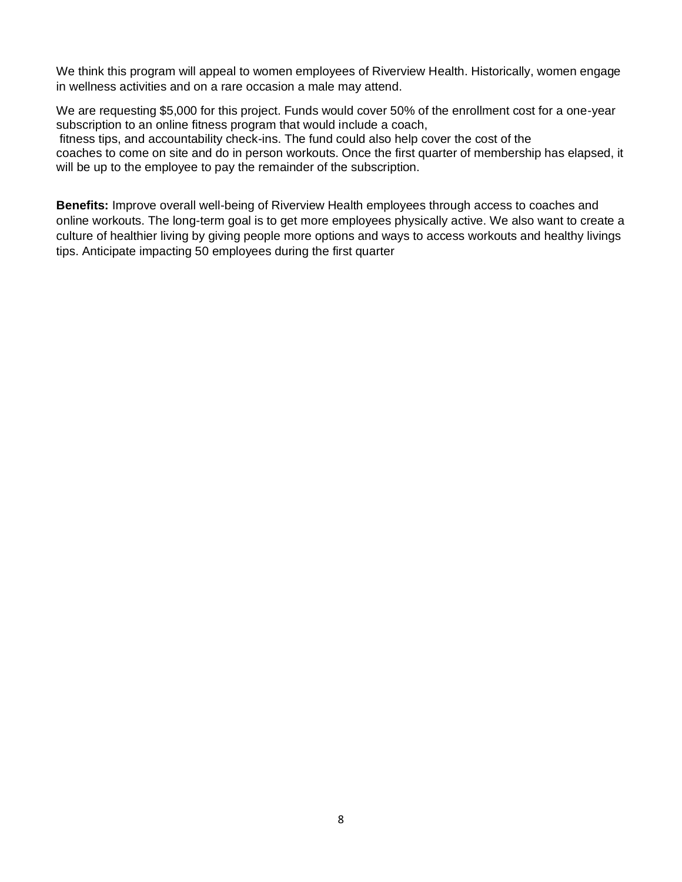We think this program will appeal to women employees of Riverview Health. Historically, women engage in wellness activities and on a rare occasion a male may attend.

We are requesting $5,000 for this project. Funds would cover 50% of the enrollment cost for a one-year subscription to an online fitness program that would include a coach, fitness tips, and accountability check-ins. The fund could also help cover the cost of the coaches to come on site and do in person workouts. Once the first quarter of membership has elapsed, it will be up to the employee to pay the remainder of the subscription.

**Benefits:** Improve overall well-being of Riverview Health employees through access to coaches and online workouts. The long-term goal is to get more employees physically active. We also want to create a culture of healthier living by giving people more options and ways to access workouts and healthy livings tips. Anticipate impacting 50 employees during the first quarter